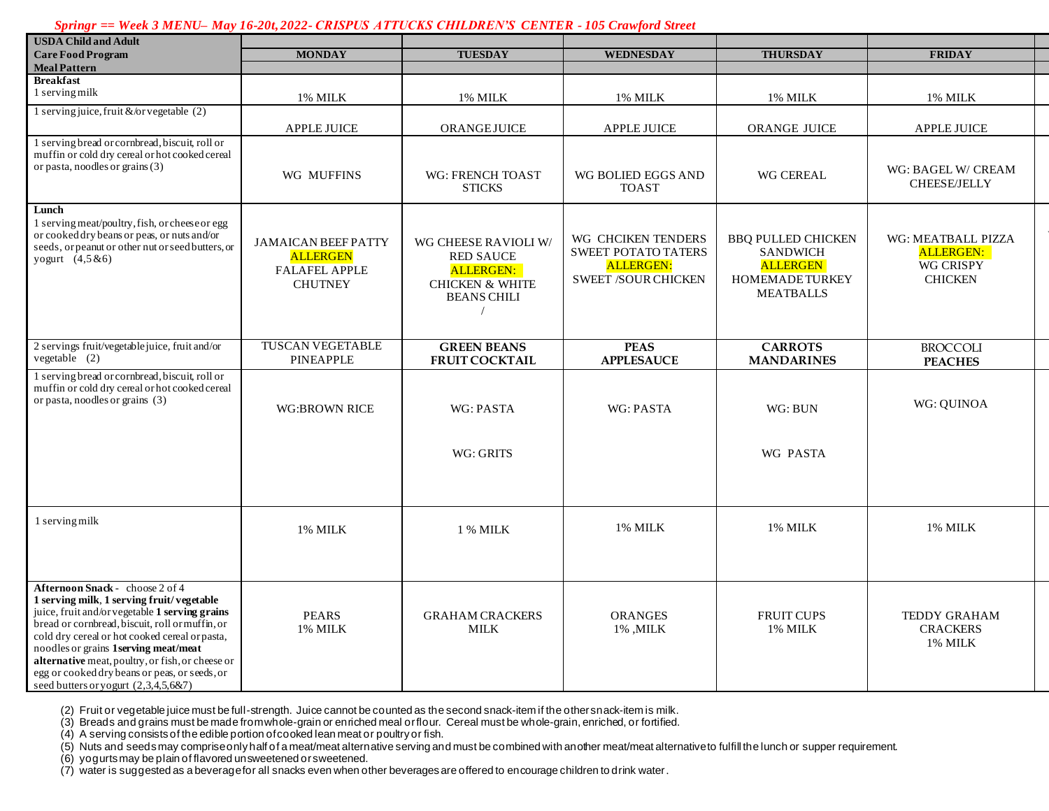*Springr == Week 3 MENU– May 16-20t, 2022- CRISPUS ATTUCKS CHILDREN'S CENTER - 105 Crawford Street*

| USDA Child and Adult Care Food Program Meal Pattern | MONDAY | TUESDAY | WEDNESDAY | THURSDAY | FRIDAY |
|---|---|---|---|---|---|
| **Breakfast** 1 serving milk | 1% MILK | 1% MILK | 1% MILK | 1% MILK | 1% MILK |
| 1 serving juice, fruit &/or vegetable (2) | APPLE JUICE | ORANGE JUICE | APPLE JUICE | ORANGE JUICE | APPLE JUICE |
| 1 serving bread or cornbread, biscuit, roll or muffin or cold dry cereal or hot cooked cereal or pasta, noodles or grains (3) | WG MUFFINS | WG: FRENCH TOAST STICKS | WG BOLIED EGGS AND TOAST | WG CEREAL | WG: BAGEL W/ CREAM CHEESE/JELLY |
| **Lunch** 1 serving meat/poultry, fish, or cheese or egg or cooked dry beans or peas, or nuts and/or seeds, or peanut or other nut or seed butters, or yogurt (4,5 &6) | JAMAICAN BEEF PATTY ALLERGEN FALAFEL APPLE CHUTNEY | WG CHEESE RAVIOLI W/ RED SAUCE ALLERGEN: CHICKEN & WHITE BEANS CHILI / | WG CHCIKEN TENDERS SWEET POTATO TATERS ALLERGEN: SWEET /SOUR CHICKEN | BBQ PULLED CHICKEN SANDWICH ALLERGEN HOMEMADE TURKEY MEATBALLS | WG: MEATBALL PIZZA ALLERGEN: WG CRISPY CHICKEN |
| 2 servings fruit/vegetable juice, fruit and/or vegetable (2) | TUSCAN VEGETABLE PINEAPPLE | **GREEN BEANS FRUIT COCKTAIL** | **PEAS APPLESAUCE** | **CARROTS MANDARINES** | BROCCOLI **PEACHES** |
| 1 serving bread or cornbread, biscuit, roll or muffin or cold dry cereal or hot cooked cereal or pasta, noodles or grains (3) | WG:BROWN RICE | WG: PASTA WG: GRITS | WG: PASTA | WG: BUN WG PASTA | WG: QUINOA |
| 1 serving milk | 1% MILK | 1 % MILK | 1% MILK | 1% MILK | 1% MILK |
| **Afternoon Snack** - choose 2 of 4 **1 serving milk**, **1 serving fruit/ vegetable** juice, fruit and/or vegetable **1 serving grains** bread or cornbread, biscuit, roll or muffin, or cold dry cereal or hot cooked cereal or pasta, noodles or grains **1serving meat/meat alternative** meat, poultry, or fish, or cheese or egg or cooked dry beans or peas, or seeds, or seed butters or yogurt (2,3,4,5,6&7) | PEARS 1% MILK | GRAHAM CRACKERS MILK | ORANGES 1% ,MILK | FRUIT CUPS 1% MILK | TEDDY GRAHAM CRACKERS 1% MILK |

(2) Fruit or vegetable juice must be full-strength. Juice cannot be counted as the second snack-item if the other snack-item is milk.
(3) Breads and grains must be made from whole-grain or enriched meal or flour. Cereal must be whole-grain, enriched, or fortified.
(4) A serving consists of the edible portion of cooked lean meat or poultry or fish.
(5) Nuts and seeds may comprise only half of a meat/meat alternative serving and must be combined with another meat/meat alternative to fulfill the lunch or supper requirement.
(6) yogurts may be plain of flavored unsweetened or sweetened.
(7) water is suggested as a beverage for all snacks even when other beverages are offered to encourage children to drink water.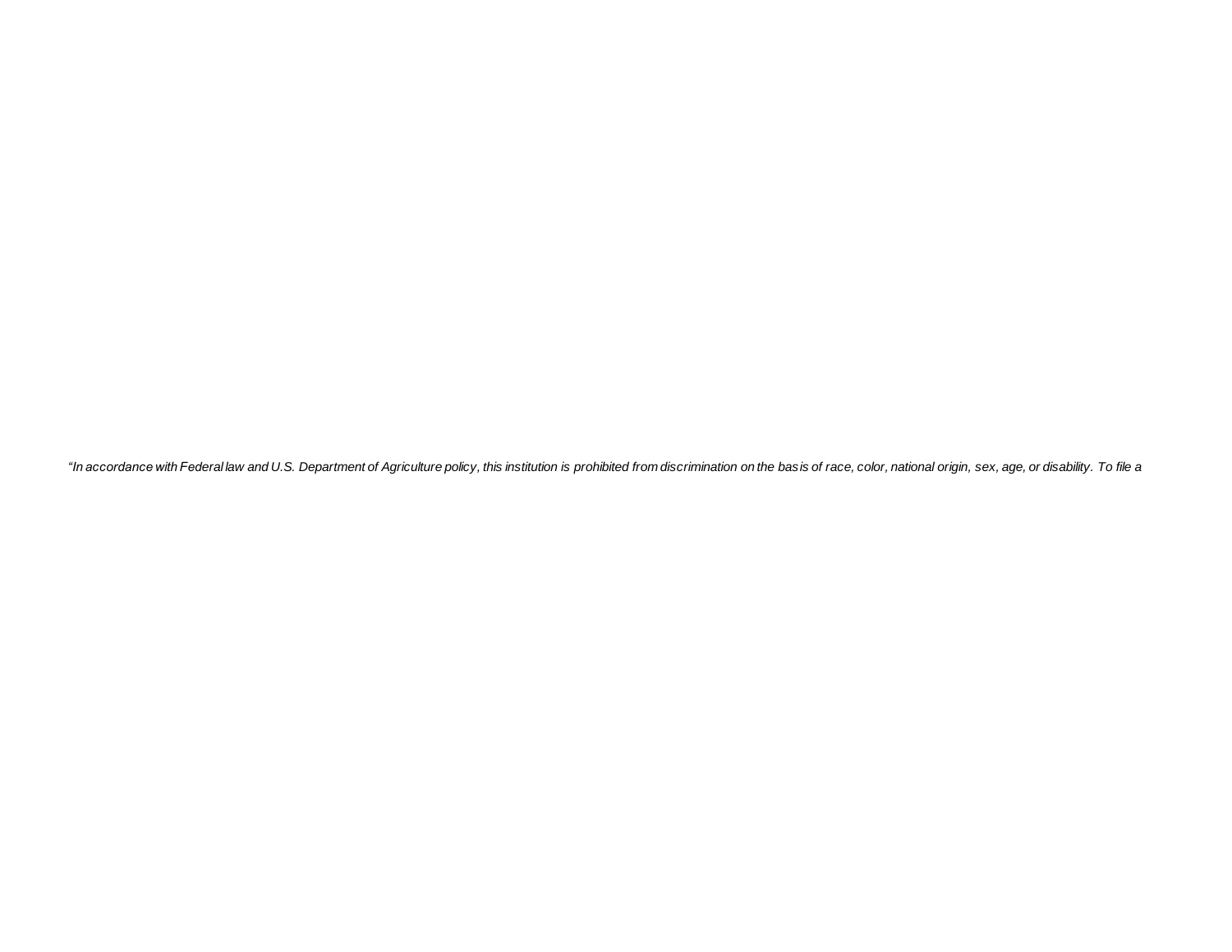*"In accordance with Federal law and U.S. Department of Agriculture policy, this institution is prohibited from discrimination on the basis of race, color, national origin, sex, age, or disability. To file a*